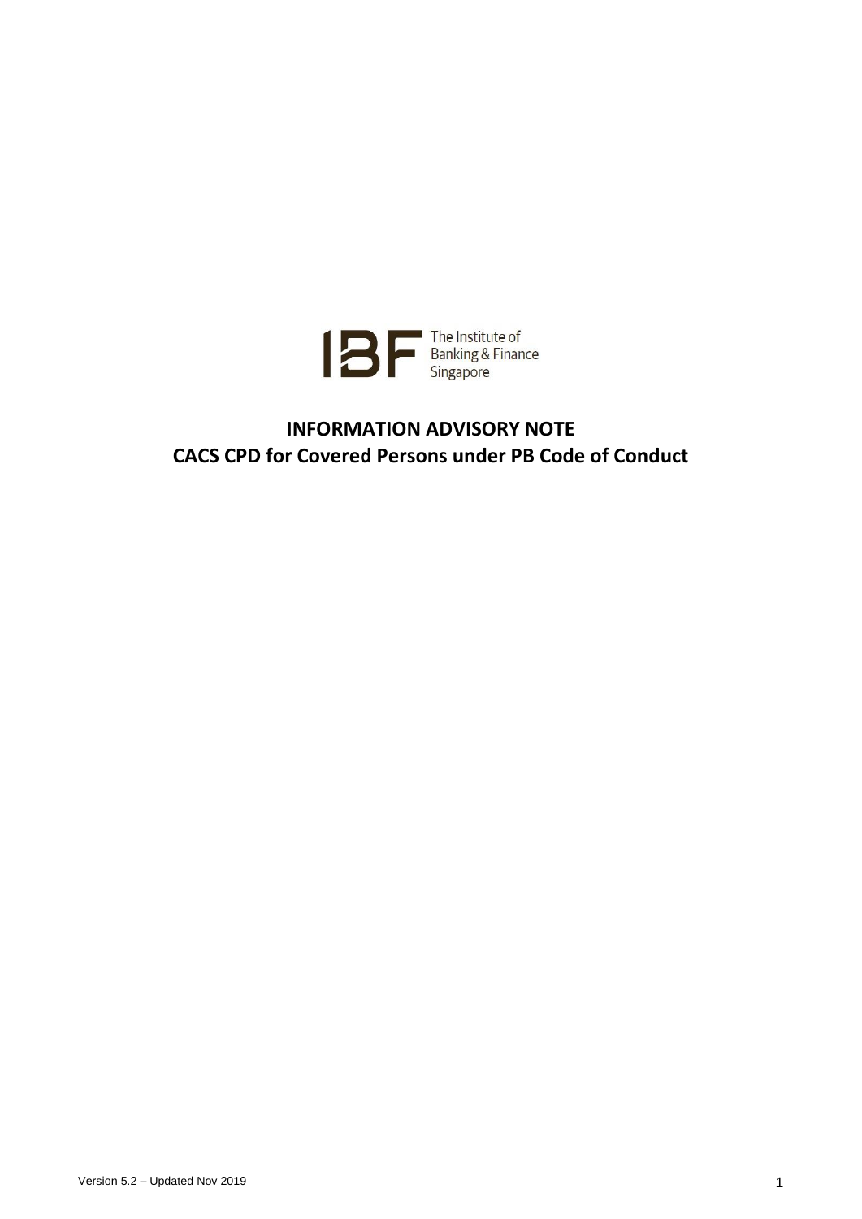The Institute of Banking & Finance Singapore

# INFORMATION ADVISORY NOTE
# CACS CPD for Covered Persons under PB Code of Conduct

Version 5.2 – Updated Nov 2019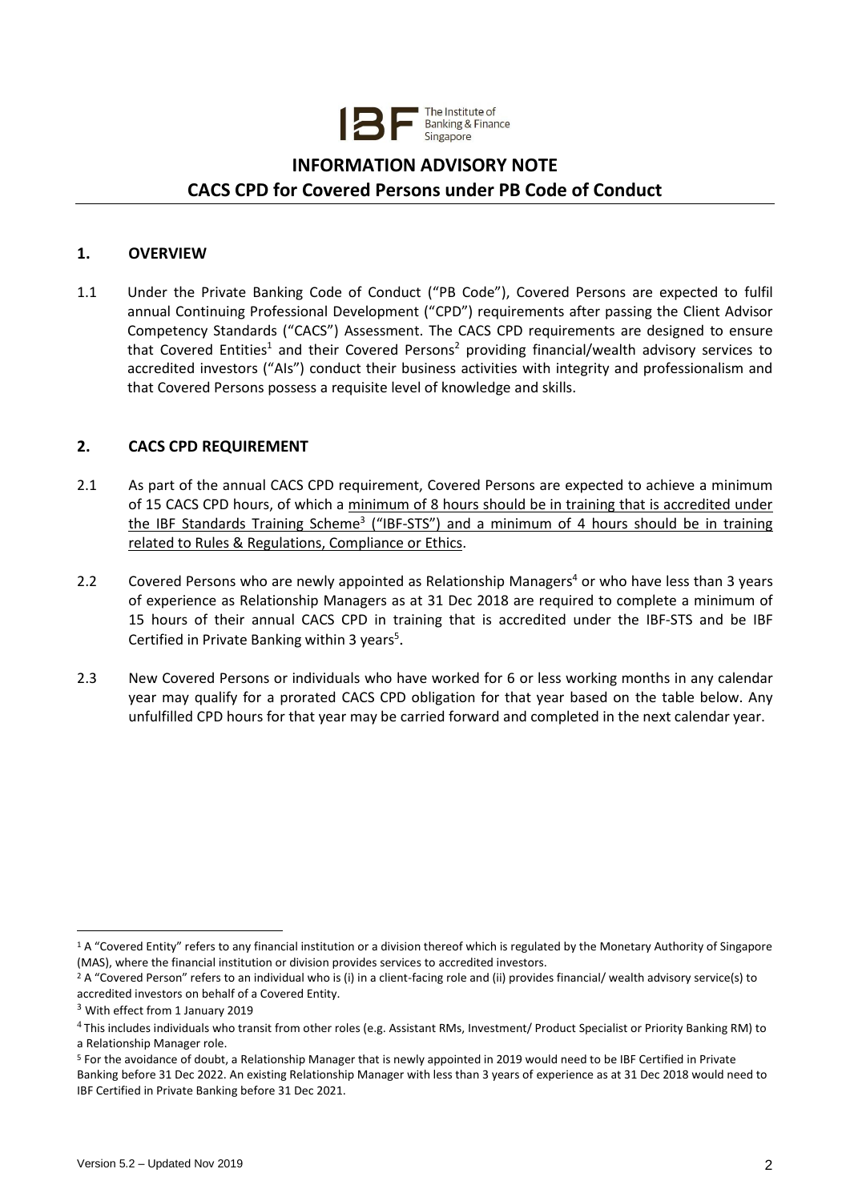# INFORMATION ADVISORY NOTE
## CACS CPD for Covered Persons under PB Code of Conduct

### 1. OVERVIEW

1.1 Under the Private Banking Code of Conduct ("PB Code"), Covered Persons are expected to fulfil annual Continuing Professional Development ("CPD") requirements after passing the Client Advisor Competency Standards ("CACS") Assessment. The CACS CPD requirements are designed to ensure that Covered Entities[1] and their Covered Persons[2] providing financial/wealth advisory services to accredited investors ("AIs") conduct their business activities with integrity and professionalism and that Covered Persons possess a requisite level of knowledge and skills.

### 2. CACS CPD REQUIREMENT

2.1 As part of the annual CACS CPD requirement, Covered Persons are expected to achieve a minimum of 15 CACS CPD hours, of which a minimum of 8 hours should be in training that is accredited under the IBF Standards Training Scheme[3] ("IBF-STS") and a minimum of 4 hours should be in training related to Rules & Regulations, Compliance or Ethics.

2.2 Covered Persons who are newly appointed as Relationship Managers[4] or who have less than 3 years of experience as Relationship Managers as at 31 Dec 2018 are required to complete a minimum of 15 hours of their annual CACS CPD in training that is accredited under the IBF-STS and be IBF Certified in Private Banking within 3 years[5].

2.3 New Covered Persons or individuals who have worked for 6 or less working months in any calendar year may qualify for a prorated CACS CPD obligation for that year based on the table below. Any unfulfilled CPD hours for that year may be carried forward and completed in the next calendar year.

---

[1] A "Covered Entity" refers to any financial institution or a division thereof which is regulated by the Monetary Authority of Singapore (MAS), where the financial institution or division provides services to accredited investors.

[2] A "Covered Person" refers to an individual who is (i) in a client-facing role and (ii) provides financial/ wealth advisory service(s) to accredited investors on behalf of a Covered Entity.

[3] With effect from 1 January 2019

[4] This includes individuals who transit from other roles (e.g. Assistant RMs, Investment/ Product Specialist or Priority Banking RM) to a Relationship Manager role.

[5] For the avoidance of doubt, a Relationship Manager that is newly appointed in 2019 would need to be IBF Certified in Private Banking before 31 Dec 2022. An existing Relationship Manager with less than 3 years of experience as at 31 Dec 2018 would need to IBF Certified in Private Banking before 31 Dec 2021.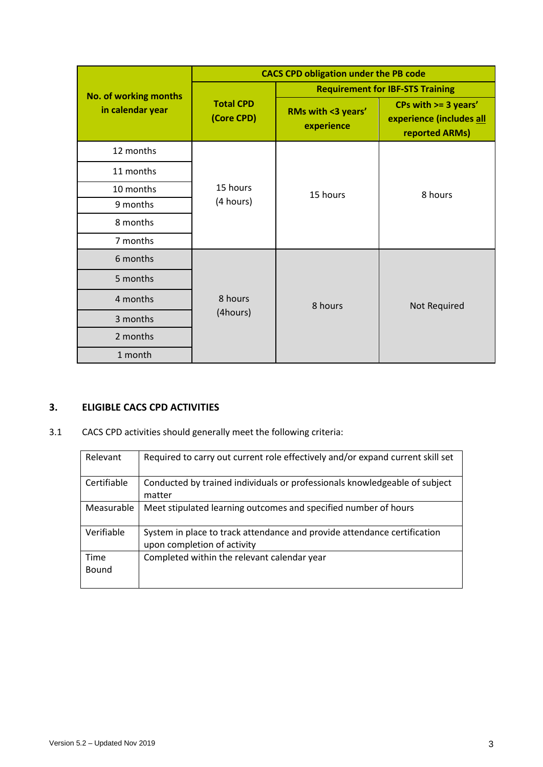| No. of working months in calendar year | CACS CPD obligation under the PB code | | |
|---|---|---|---|
| | Total CPD (Core CPD) | Requirement for IBF-STS Training | |
| | | RMs with <3 years' experience | CPs with >= 3 years' experience (includes all reported ARMs) |
| 12 months | 15 hours (4 hours) | 15 hours | 8 hours |
| 11 months | | | |
| 10 months | | | |
| 9 months | | | |
| 8 months | | | |
| 7 months | | | |
| 6 months | 8 hours (4hours) | 8 hours | Not Required |
| 5 months | | | |
| 4 months | | | |
| 3 months | | | |
| 2 months | | | |
| 1 month | | | |

## 3. ELIGIBLE CACS CPD ACTIVITIES

3.1 CACS CPD activities should generally meet the following criteria:

| | |
|---|---|
| Relevant | Required to carry out current role effectively and/or expand current skill set |
| Certifiable | Conducted by trained individuals or professionals knowledgeable of subject matter |
| Measurable | Meet stipulated learning outcomes and specified number of hours |
| Verifiable | System in place to track attendance and provide attendance certification upon completion of activity |
| Time Bound | Completed within the relevant calendar year |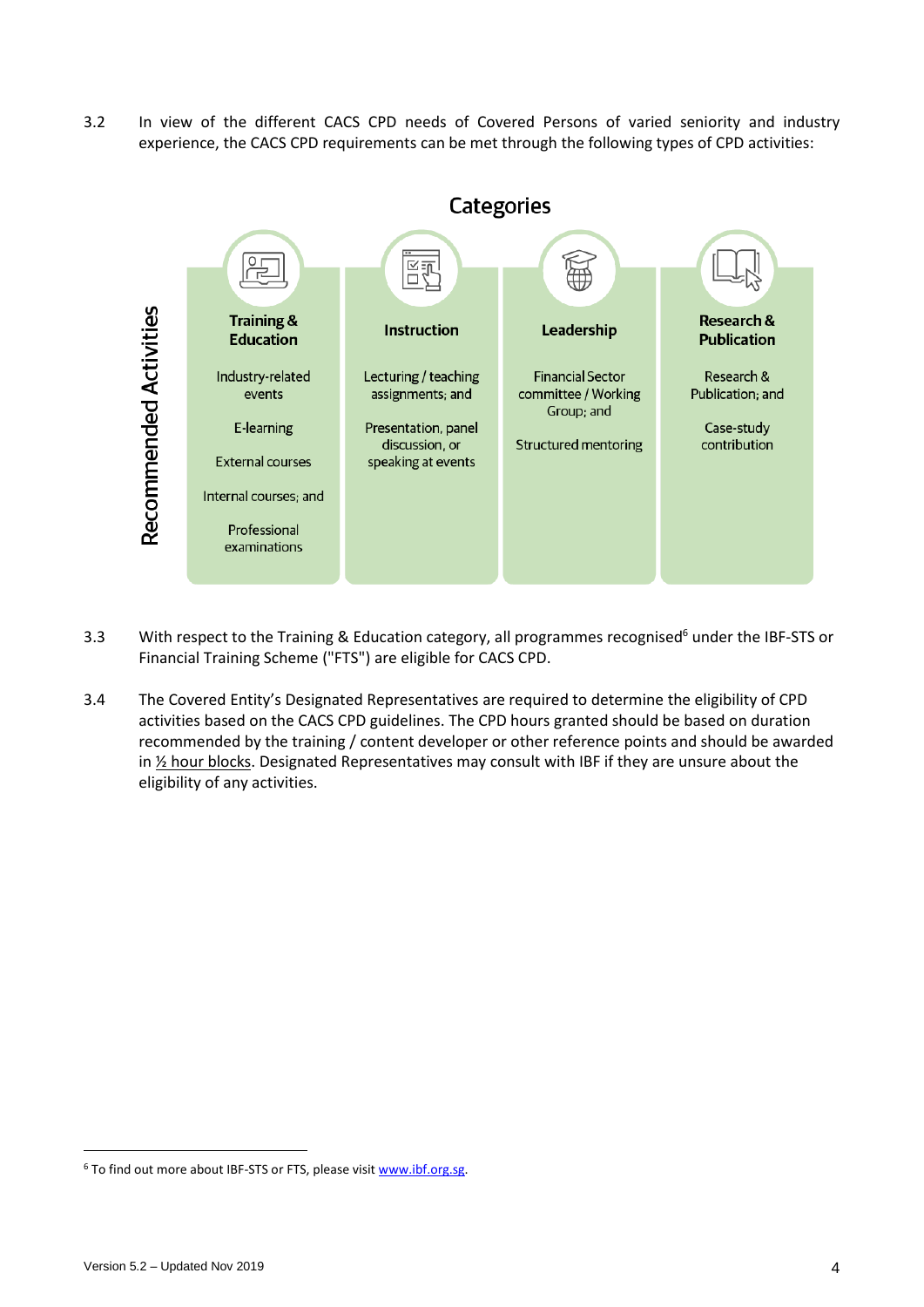3.2 In view of the different CACS CPD needs of Covered Persons of varied seniority and industry experience, the CACS CPD requirements can be met through the following types of CPD activities:

**Categories**

| Recommended Activities | Training & Education | Instruction | Leadership | Research & Publication |
|---|---|---|---|---|
| | Industry-related events | Lecturing / teaching assignments; and | Financial Sector committee / Working Group; and | Research & Publication; and |
| | E-learning | Presentation, panel discussion, or speaking at events | Structured mentoring | Case-study contribution |
| | External courses | | | |
| | Internal courses; and | | | |
| | Professional examinations | | | |

3.3 With respect to the Training & Education category, all programmes recognised[6] under the IBF-STS or Financial Training Scheme ("FTS") are eligible for CACS CPD.

3.4 The Covered Entity's Designated Representatives are required to determine the eligibility of CPD activities based on the CACS CPD guidelines. The CPD hours granted should be based on duration recommended by the training / content developer or other reference points and should be awarded in ½ hour blocks. Designated Representatives may consult with IBF if they are unsure about the eligibility of any activities.

---

[6] To find out more about IBF-STS or FTS, please visit www.ibf.org.sg.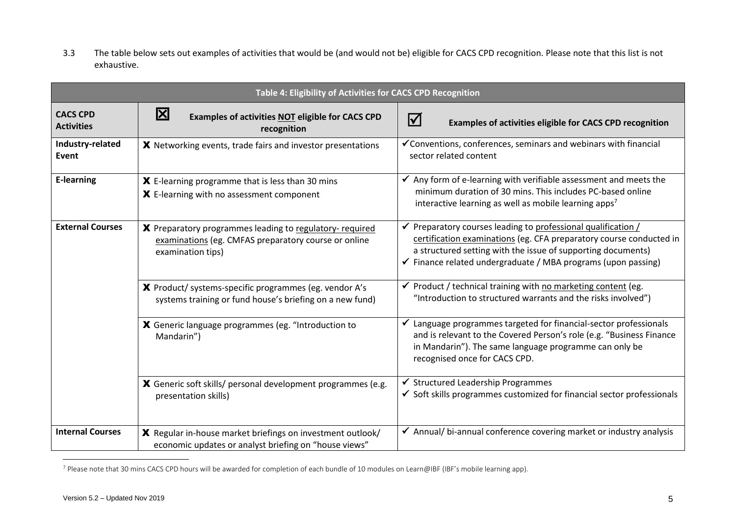3.3 The table below sets out examples of activities that would be (and would not be) eligible for CACS CPD recognition. Please note that this list is not exhaustive.

| Table 4: Eligibility of Activities for CACS CPD Recognition | | |
|---|---|---|
| **CACS CPD Activities** | ☒ **Examples of activities <u>NOT</u> eligible for CACS CPD recognition** | ☑ **Examples of activities eligible for CACS CPD recognition** |
| **Industry-related Event** | ✗ Networking events, trade fairs and investor presentations | ✓ Conventions, conferences, seminars and webinars with financial sector related content |
| **E-learning** | ✗ E-learning programme that is less than 30 mins<br>✗ E-learning with no assessment component | ✓ Any form of e-learning with verifiable assessment and meets the minimum duration of 30 mins. This includes PC-based online interactive learning as well as mobile learning apps[7] |
| **External Courses** | ✗ Preparatory programmes leading to <u>regulatory- required examinations</u> (eg. CMFAS preparatory course or online examination tips) | ✓ Preparatory courses leading to <u>professional qualification / certification examinations</u> (eg. CFA preparatory course conducted in a structured setting with the issue of supporting documents)<br>✓ Finance related undergraduate / MBA programs (upon passing) |
| | ✗ Product/ systems-specific programmes (eg. vendor A's systems training or fund house's briefing on a new fund) | ✓ Product / technical training with <u>no marketing content</u> (eg. "Introduction to structured warrants and the risks involved") |
| | ✗ Generic language programmes (eg. "Introduction to Mandarin") | ✓ Language programmes targeted for financial-sector professionals and is relevant to the Covered Person's role (e.g. "Business Finance in Mandarin"). The same language programme can only be recognised once for CACS CPD. |
| | ✗ Generic soft skills/ personal development programmes (e.g. presentation skills) | ✓ Structured Leadership Programmes<br>✓ Soft skills programmes customized for financial sector professionals |
| **Internal Courses** | ✗ Regular in-house market briefings on investment outlook/ economic updates or analyst briefing on "house views" | ✓ Annual/ bi-annual conference covering market or industry analysis |

[7] Please note that 30 mins CACS CPD hours will be awarded for completion of each bundle of 10 modules on Learn@IBF (IBF's mobile learning app).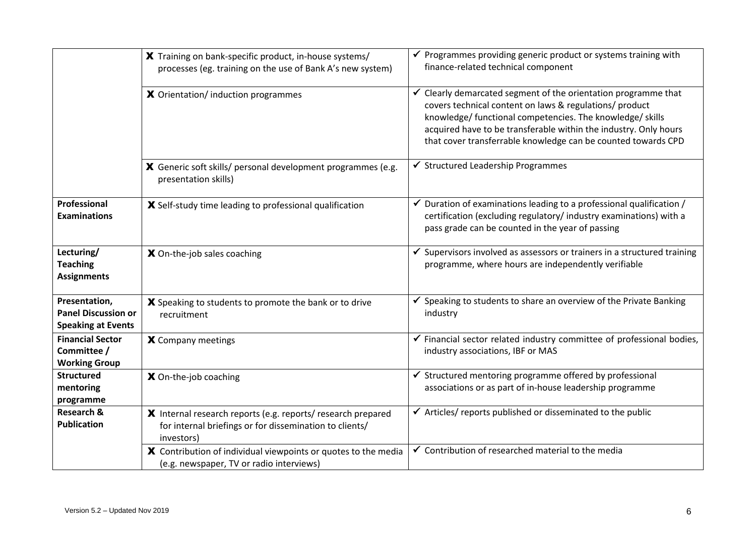| | | |
|---|---|---|
| | X Training on bank-specific product, in-house systems/ processes (eg. training on the use of Bank A's new system) | ✓ Programmes providing generic product or systems training with finance-related technical component |
| | X Orientation/ induction programmes | ✓ Clearly demarcated segment of the orientation programme that covers technical content on laws & regulations/ product knowledge/ functional competencies. The knowledge/ skills acquired have to be transferable within the industry. Only hours that cover transferrable knowledge can be counted towards CPD |
| | X Generic soft skills/ personal development programmes (e.g. presentation skills) | ✓ Structured Leadership Programmes |
| **Professional Examinations** | X Self-study time leading to professional qualification | ✓ Duration of examinations leading to a professional qualification / certification (excluding regulatory/ industry examinations) with a pass grade can be counted in the year of passing |
| **Lecturing/ Teaching Assignments** | X On-the-job sales coaching | ✓ Supervisors involved as assessors or trainers in a structured training programme, where hours are independently verifiable |
| **Presentation, Panel Discussion or Speaking at Events** | X Speaking to students to promote the bank or to drive recruitment | ✓ Speaking to students to share an overview of the Private Banking industry |
| **Financial Sector Committee / Working Group** | X Company meetings | ✓ Financial sector related industry committee of professional bodies, industry associations, IBF or MAS |
| **Structured mentoring programme** | X On-the-job coaching | ✓ Structured mentoring programme offered by professional associations or as part of in-house leadership programme |
| **Research & Publication** | X Internal research reports (e.g. reports/ research prepared for internal briefings or for dissemination to clients/ investors) | ✓ Articles/ reports published or disseminated to the public |
| | X Contribution of individual viewpoints or quotes to the media (e.g. newspaper, TV or radio interviews) | ✓ Contribution of researched material to the media |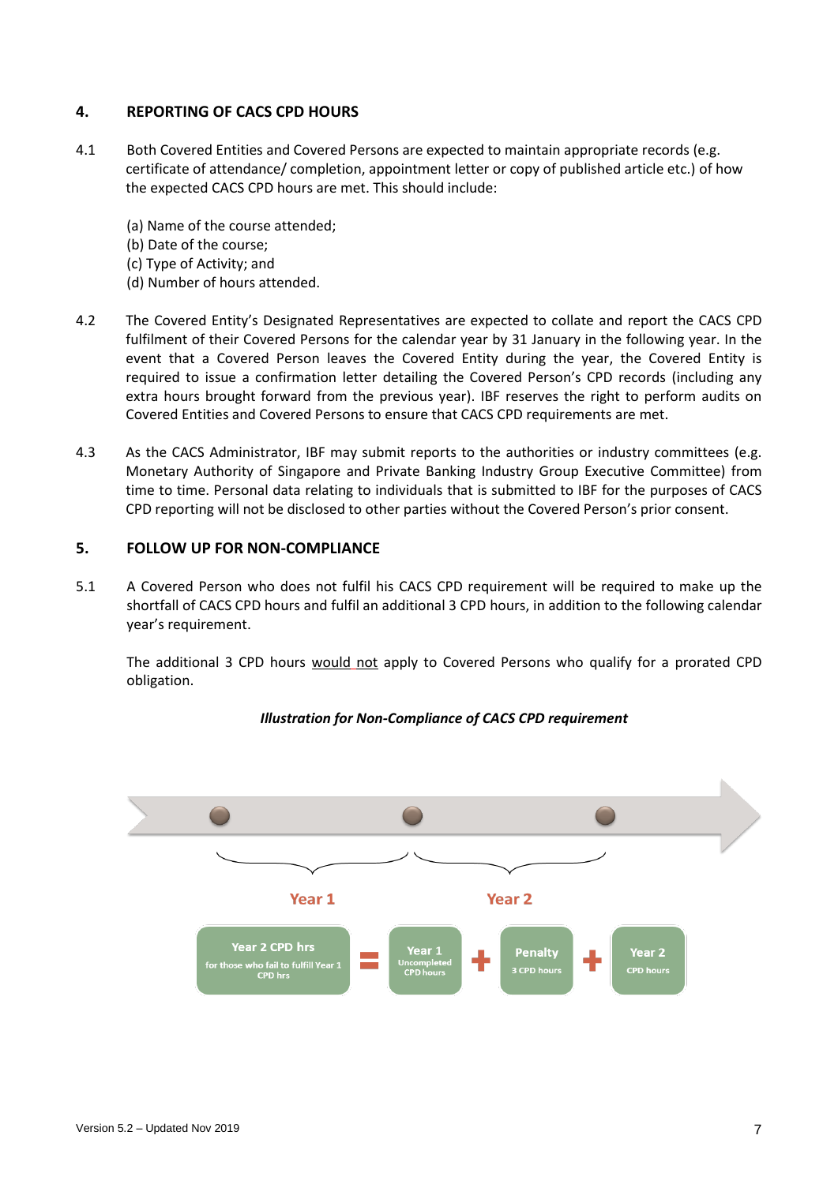## 4. REPORTING OF CACS CPD HOURS

4.1 Both Covered Entities and Covered Persons are expected to maintain appropriate records (e.g. certificate of attendance/ completion, appointment letter or copy of published article etc.) of how the expected CACS CPD hours are met. This should include:

(a) Name of the course attended;
(b) Date of the course;
(c) Type of Activity; and
(d) Number of hours attended.

4.2 The Covered Entity's Designated Representatives are expected to collate and report the CACS CPD fulfilment of their Covered Persons for the calendar year by 31 January in the following year. In the event that a Covered Person leaves the Covered Entity during the year, the Covered Entity is required to issue a confirmation letter detailing the Covered Person's CPD records (including any extra hours brought forward from the previous year). IBF reserves the right to perform audits on Covered Entities and Covered Persons to ensure that CACS CPD requirements are met.

4.3 As the CACS Administrator, IBF may submit reports to the authorities or industry committees (e.g. Monetary Authority of Singapore and Private Banking Industry Group Executive Committee) from time to time. Personal data relating to individuals that is submitted to IBF for the purposes of CACS CPD reporting will not be disclosed to other parties without the Covered Person's prior consent.

## 5. FOLLOW UP FOR NON-COMPLIANCE

5.1 A Covered Person who does not fulfil his CACS CPD requirement will be required to make up the shortfall of CACS CPD hours and fulfil an additional 3 CPD hours, in addition to the following calendar year's requirement.

The additional 3 CPD hours would not apply to Covered Persons who qualify for a prorated CPD obligation.

***Illustration for Non-Compliance of CACS CPD requirement***

Year 1 | Year 2

**Year 2 CPD hrs** (for those who fail to fulfill Year 1 CPD hrs) = **Year 1** Uncompleted CPD hours + **Penalty** 3 CPD hours + **Year 2** CPD hours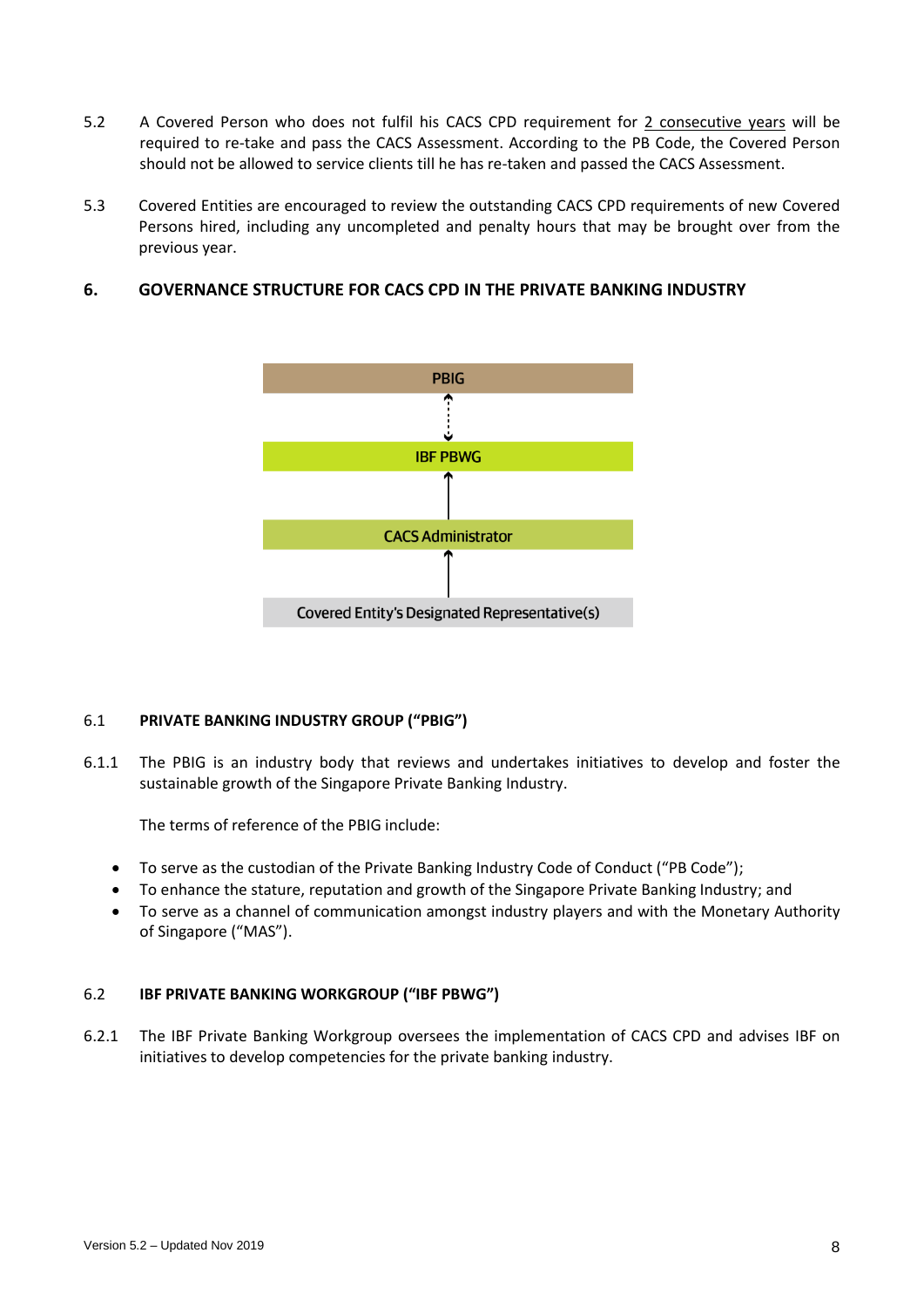5.2 A Covered Person who does not fulfil his CACS CPD requirement for 2 consecutive years will be required to re-take and pass the CACS Assessment. According to the PB Code, the Covered Person should not be allowed to service clients till he has re-taken and passed the CACS Assessment.

5.3 Covered Entities are encouraged to review the outstanding CACS CPD requirements of new Covered Persons hired, including any uncompleted and penalty hours that may be brought over from the previous year.

## 6. GOVERNANCE STRUCTURE FOR CACS CPD IN THE PRIVATE BANKING INDUSTRY

PBIG

↕

IBF PBWG

↑

CACS Administrator

↑

Covered Entity's Designated Representative(s)

### 6.1 PRIVATE BANKING INDUSTRY GROUP ("PBIG")

6.1.1 The PBIG is an industry body that reviews and undertakes initiatives to develop and foster the sustainable growth of the Singapore Private Banking Industry.

The terms of reference of the PBIG include:

- To serve as the custodian of the Private Banking Industry Code of Conduct ("PB Code");
- To enhance the stature, reputation and growth of the Singapore Private Banking Industry; and
- To serve as a channel of communication amongst industry players and with the Monetary Authority of Singapore ("MAS").

### 6.2 IBF PRIVATE BANKING WORKGROUP ("IBF PBWG")

6.2.1 The IBF Private Banking Workgroup oversees the implementation of CACS CPD and advises IBF on initiatives to develop competencies for the private banking industry.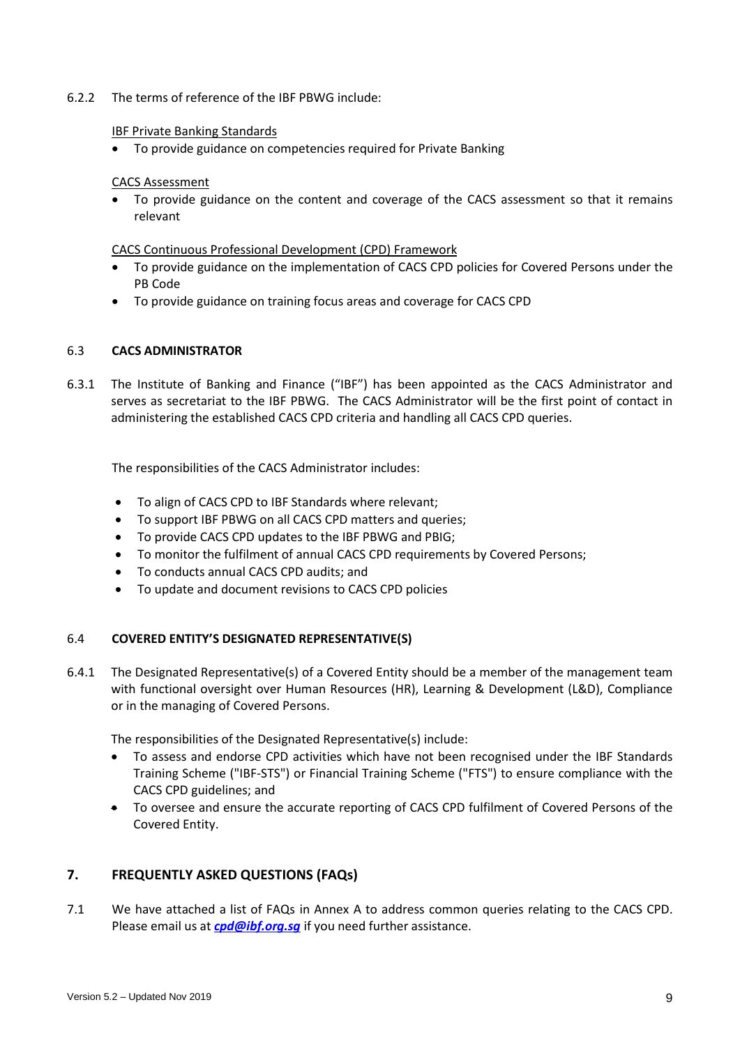6.2.2 The terms of reference of the IBF PBWG include:

IBF Private Banking Standards

- To provide guidance on competencies required for Private Banking

CACS Assessment

- To provide guidance on the content and coverage of the CACS assessment so that it remains relevant

CACS Continuous Professional Development (CPD) Framework

- To provide guidance on the implementation of CACS CPD policies for Covered Persons under the PB Code
- To provide guidance on training focus areas and coverage for CACS CPD

### 6.3 CACS ADMINISTRATOR

6.3.1 The Institute of Banking and Finance ("IBF") has been appointed as the CACS Administrator and serves as secretariat to the IBF PBWG. The CACS Administrator will be the first point of contact in administering the established CACS CPD criteria and handling all CACS CPD queries.

The responsibilities of the CACS Administrator includes:

- To align of CACS CPD to IBF Standards where relevant;
- To support IBF PBWG on all CACS CPD matters and queries;
- To provide CACS CPD updates to the IBF PBWG and PBIG;
- To monitor the fulfilment of annual CACS CPD requirements by Covered Persons;
- To conducts annual CACS CPD audits; and
- To update and document revisions to CACS CPD policies

### 6.4 COVERED ENTITY'S DESIGNATED REPRESENTATIVE(S)

6.4.1 The Designated Representative(s) of a Covered Entity should be a member of the management team with functional oversight over Human Resources (HR), Learning & Development (L&D), Compliance or in the managing of Covered Persons.

The responsibilities of the Designated Representative(s) include:

- To assess and endorse CPD activities which have not been recognised under the IBF Standards Training Scheme ("IBF-STS") or Financial Training Scheme ("FTS") to ensure compliance with the CACS CPD guidelines; and
- To oversee and ensure the accurate reporting of CACS CPD fulfilment of Covered Persons of the Covered Entity.

## 7. FREQUENTLY ASKED QUESTIONS (FAQs)

7.1 We have attached a list of FAQs in Annex A to address common queries relating to the CACS CPD. Please email us at ***cpd@ibf.org.sg*** if you need further assistance.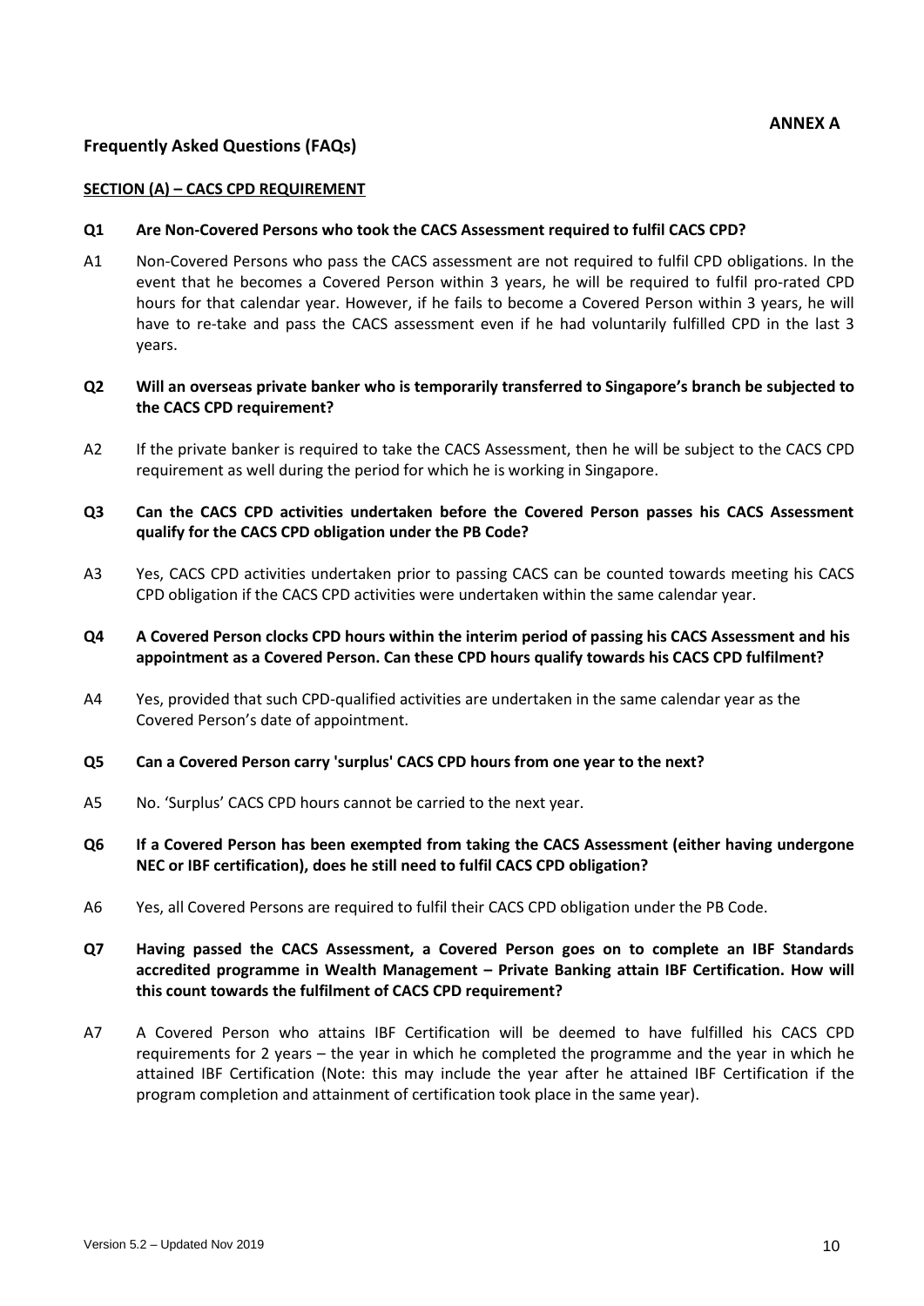**ANNEX A**

## Frequently Asked Questions (FAQs)

### SECTION (A) – CACS CPD REQUIREMENT

**Q1 Are Non-Covered Persons who took the CACS Assessment required to fulfil CACS CPD?**

A1 Non-Covered Persons who pass the CACS assessment are not required to fulfil CPD obligations. In the event that he becomes a Covered Person within 3 years, he will be required to fulfil pro-rated CPD hours for that calendar year. However, if he fails to become a Covered Person within 3 years, he will have to re-take and pass the CACS assessment even if he had voluntarily fulfilled CPD in the last 3 years.

**Q2 Will an overseas private banker who is temporarily transferred to Singapore's branch be subjected to the CACS CPD requirement?**

A2 If the private banker is required to take the CACS Assessment, then he will be subject to the CACS CPD requirement as well during the period for which he is working in Singapore.

**Q3 Can the CACS CPD activities undertaken before the Covered Person passes his CACS Assessment qualify for the CACS CPD obligation under the PB Code?**

A3 Yes, CACS CPD activities undertaken prior to passing CACS can be counted towards meeting his CACS CPD obligation if the CACS CPD activities were undertaken within the same calendar year.

**Q4 A Covered Person clocks CPD hours within the interim period of passing his CACS Assessment and his appointment as a Covered Person. Can these CPD hours qualify towards his CACS CPD fulfilment?**

A4 Yes, provided that such CPD-qualified activities are undertaken in the same calendar year as the Covered Person's date of appointment.

**Q5 Can a Covered Person carry 'surplus' CACS CPD hours from one year to the next?**

A5 No. 'Surplus' CACS CPD hours cannot be carried to the next year.

**Q6 If a Covered Person has been exempted from taking the CACS Assessment (either having undergone NEC or IBF certification), does he still need to fulfil CACS CPD obligation?**

A6 Yes, all Covered Persons are required to fulfil their CACS CPD obligation under the PB Code.

**Q7 Having passed the CACS Assessment, a Covered Person goes on to complete an IBF Standards accredited programme in Wealth Management – Private Banking attain IBF Certification. How will this count towards the fulfilment of CACS CPD requirement?**

A7 A Covered Person who attains IBF Certification will be deemed to have fulfilled his CACS CPD requirements for 2 years – the year in which he completed the programme and the year in which he attained IBF Certification (Note: this may include the year after he attained IBF Certification if the program completion and attainment of certification took place in the same year).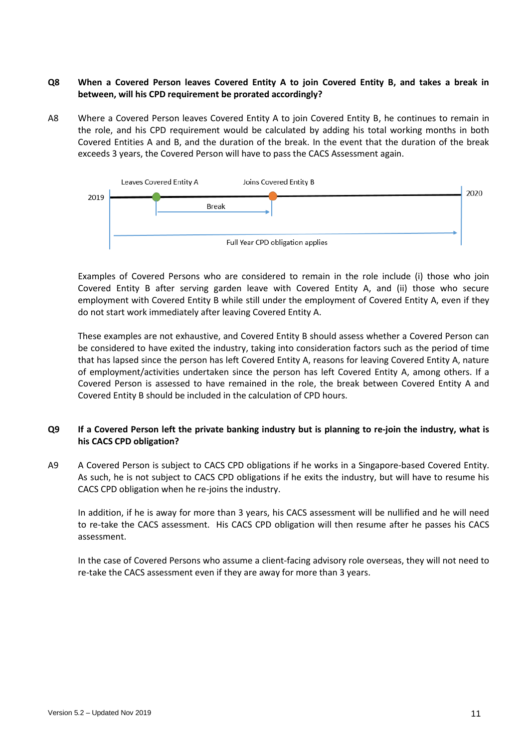**Q8 When a Covered Person leaves Covered Entity A to join Covered Entity B, and takes a break in between, will his CPD requirement be prorated accordingly?**

A8 Where a Covered Person leaves Covered Entity A to join Covered Entity B, he continues to remain in the role, and his CPD requirement would be calculated by adding his total working months in both Covered Entities A and B, and the duration of the break. In the event that the duration of the break exceeds 3 years, the Covered Person will have to pass the CACS Assessment again.

Leaves Covered Entity A — Joins Covered Entity B

2019 — Break — 2020

Full Year CPD obligation applies

Examples of Covered Persons who are considered to remain in the role include (i) those who join Covered Entity B after serving garden leave with Covered Entity A, and (ii) those who secure employment with Covered Entity B while still under the employment of Covered Entity A, even if they do not start work immediately after leaving Covered Entity A.

These examples are not exhaustive, and Covered Entity B should assess whether a Covered Person can be considered to have exited the industry, taking into consideration factors such as the period of time that has lapsed since the person has left Covered Entity A, reasons for leaving Covered Entity A, nature of employment/activities undertaken since the person has left Covered Entity A, among others. If a Covered Person is assessed to have remained in the role, the break between Covered Entity A and Covered Entity B should be included in the calculation of CPD hours.

**Q9 If a Covered Person left the private banking industry but is planning to re-join the industry, what is his CACS CPD obligation?**

A9 A Covered Person is subject to CACS CPD obligations if he works in a Singapore-based Covered Entity. As such, he is not subject to CACS CPD obligations if he exits the industry, but will have to resume his CACS CPD obligation when he re-joins the industry.

In addition, if he is away for more than 3 years, his CACS assessment will be nullified and he will need to re-take the CACS assessment. His CACS CPD obligation will then resume after he passes his CACS assessment.

In the case of Covered Persons who assume a client-facing advisory role overseas, they will not need to re-take the CACS assessment even if they are away for more than 3 years.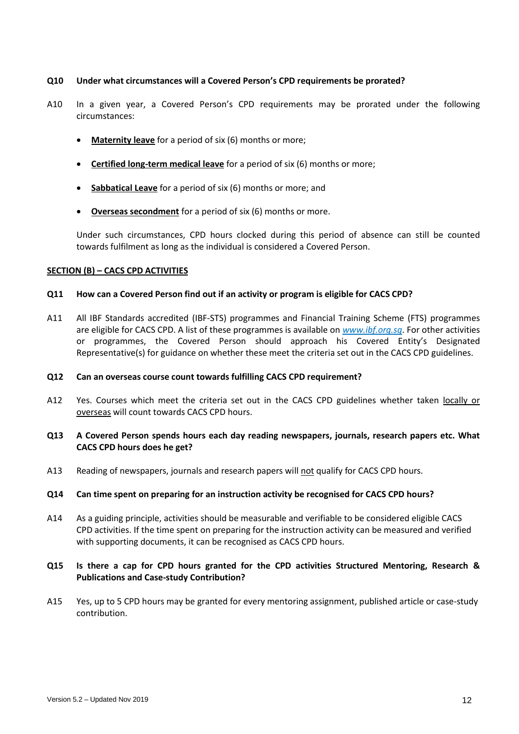**Q10 Under what circumstances will a Covered Person's CPD requirements be prorated?**

A10 In a given year, a Covered Person's CPD requirements may be prorated under the following circumstances:

- **Maternity leave** for a period of six (6) months or more;
- **Certified long-term medical leave** for a period of six (6) months or more;
- **Sabbatical Leave** for a period of six (6) months or more; and
- **Overseas secondment** for a period of six (6) months or more.

Under such circumstances, CPD hours clocked during this period of absence can still be counted towards fulfilment as long as the individual is considered a Covered Person.

## SECTION (B) – CACS CPD ACTIVITIES

**Q11 How can a Covered Person find out if an activity or program is eligible for CACS CPD?**

A11 All IBF Standards accredited (IBF-STS) programmes and Financial Training Scheme (FTS) programmes are eligible for CACS CPD. A list of these programmes is available on *www.ibf.org.sg*. For other activities or programmes, the Covered Person should approach his Covered Entity's Designated Representative(s) for guidance on whether these meet the criteria set out in the CACS CPD guidelines.

**Q12 Can an overseas course count towards fulfilling CACS CPD requirement?**

A12 Yes. Courses which meet the criteria set out in the CACS CPD guidelines whether taken locally or overseas will count towards CACS CPD hours.

**Q13 A Covered Person spends hours each day reading newspapers, journals, research papers etc. What CACS CPD hours does he get?**

A13 Reading of newspapers, journals and research papers will not qualify for CACS CPD hours.

**Q14 Can time spent on preparing for an instruction activity be recognised for CACS CPD hours?**

A14 As a guiding principle, activities should be measurable and verifiable to be considered eligible CACS CPD activities. If the time spent on preparing for the instruction activity can be measured and verified with supporting documents, it can be recognised as CACS CPD hours.

**Q15 Is there a cap for CPD hours granted for the CPD activities Structured Mentoring, Research & Publications and Case-study Contribution?**

A15 Yes, up to 5 CPD hours may be granted for every mentoring assignment, published article or case-study contribution.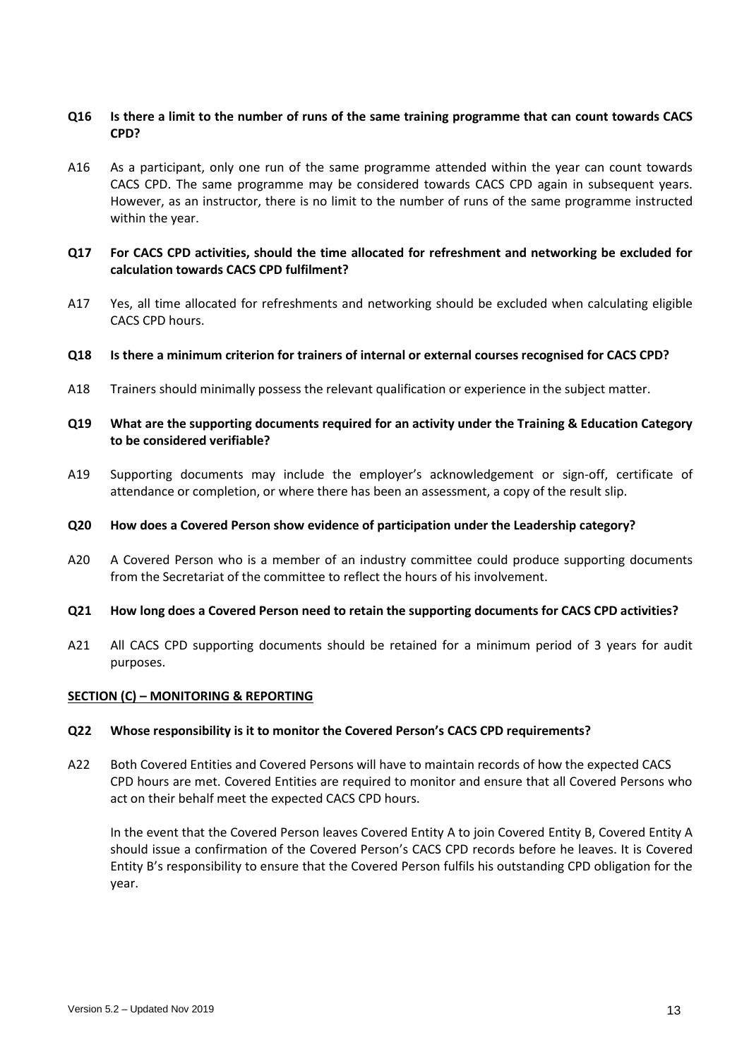**Q16 Is there a limit to the number of runs of the same training programme that can count towards CACS CPD?**

A16 As a participant, only one run of the same programme attended within the year can count towards CACS CPD. The same programme may be considered towards CACS CPD again in subsequent years. However, as an instructor, there is no limit to the number of runs of the same programme instructed within the year.

**Q17 For CACS CPD activities, should the time allocated for refreshment and networking be excluded for calculation towards CACS CPD fulfilment?**

A17 Yes, all time allocated for refreshments and networking should be excluded when calculating eligible CACS CPD hours.

**Q18 Is there a minimum criterion for trainers of internal or external courses recognised for CACS CPD?**

A18 Trainers should minimally possess the relevant qualification or experience in the subject matter.

**Q19 What are the supporting documents required for an activity under the Training & Education Category to be considered verifiable?**

A19 Supporting documents may include the employer's acknowledgement or sign-off, certificate of attendance or completion, or where there has been an assessment, a copy of the result slip.

**Q20 How does a Covered Person show evidence of participation under the Leadership category?**

A20 A Covered Person who is a member of an industry committee could produce supporting documents from the Secretariat of the committee to reflect the hours of his involvement.

**Q21 How long does a Covered Person need to retain the supporting documents for CACS CPD activities?**

A21 All CACS CPD supporting documents should be retained for a minimum period of 3 years for audit purposes.

## SECTION (C) – MONITORING & REPORTING

**Q22 Whose responsibility is it to monitor the Covered Person's CACS CPD requirements?**

A22 Both Covered Entities and Covered Persons will have to maintain records of how the expected CACS CPD hours are met. Covered Entities are required to monitor and ensure that all Covered Persons who act on their behalf meet the expected CACS CPD hours.

In the event that the Covered Person leaves Covered Entity A to join Covered Entity B, Covered Entity A should issue a confirmation of the Covered Person's CACS CPD records before he leaves. It is Covered Entity B's responsibility to ensure that the Covered Person fulfils his outstanding CPD obligation for the year.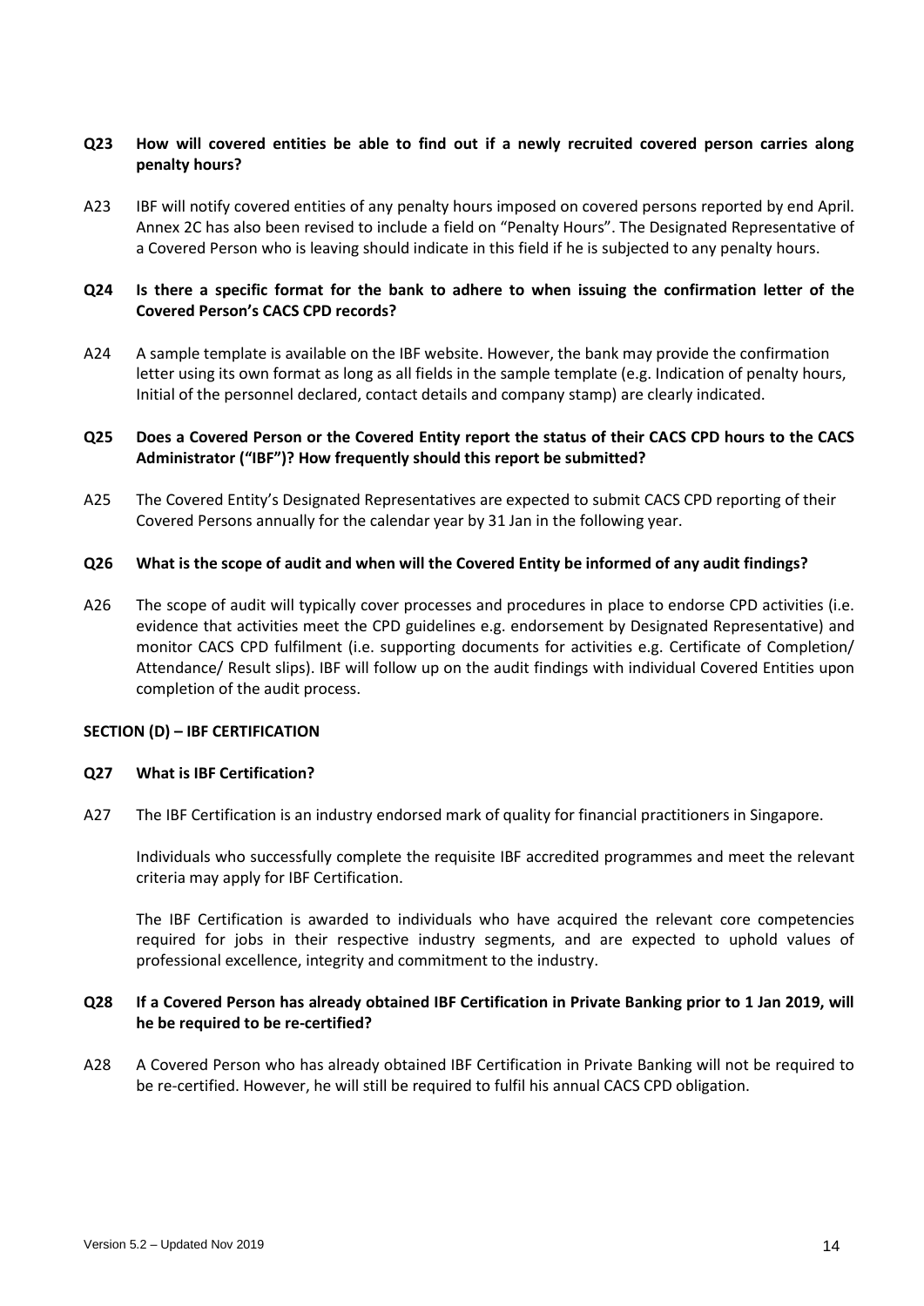**Q23 How will covered entities be able to find out if a newly recruited covered person carries along penalty hours?**

A23 IBF will notify covered entities of any penalty hours imposed on covered persons reported by end April. Annex 2C has also been revised to include a field on "Penalty Hours". The Designated Representative of a Covered Person who is leaving should indicate in this field if he is subjected to any penalty hours.

**Q24 Is there a specific format for the bank to adhere to when issuing the confirmation letter of the Covered Person's CACS CPD records?**

A24 A sample template is available on the IBF website. However, the bank may provide the confirmation letter using its own format as long as all fields in the sample template (e.g. Indication of penalty hours, Initial of the personnel declared, contact details and company stamp) are clearly indicated.

**Q25 Does a Covered Person or the Covered Entity report the status of their CACS CPD hours to the CACS Administrator ("IBF")? How frequently should this report be submitted?**

A25 The Covered Entity's Designated Representatives are expected to submit CACS CPD reporting of their Covered Persons annually for the calendar year by 31 Jan in the following year.

**Q26 What is the scope of audit and when will the Covered Entity be informed of any audit findings?**

A26 The scope of audit will typically cover processes and procedures in place to endorse CPD activities (i.e. evidence that activities meet the CPD guidelines e.g. endorsement by Designated Representative) and monitor CACS CPD fulfilment (i.e. supporting documents for activities e.g. Certificate of Completion/ Attendance/ Result slips). IBF will follow up on the audit findings with individual Covered Entities upon completion of the audit process.

## SECTION (D) – IBF CERTIFICATION

**Q27 What is IBF Certification?**

A27 The IBF Certification is an industry endorsed mark of quality for financial practitioners in Singapore.

Individuals who successfully complete the requisite IBF accredited programmes and meet the relevant criteria may apply for IBF Certification.

The IBF Certification is awarded to individuals who have acquired the relevant core competencies required for jobs in their respective industry segments, and are expected to uphold values of professional excellence, integrity and commitment to the industry.

**Q28 If a Covered Person has already obtained IBF Certification in Private Banking prior to 1 Jan 2019, will he be required to be re-certified?**

A28 A Covered Person who has already obtained IBF Certification in Private Banking will not be required to be re-certified. However, he will still be required to fulfil his annual CACS CPD obligation.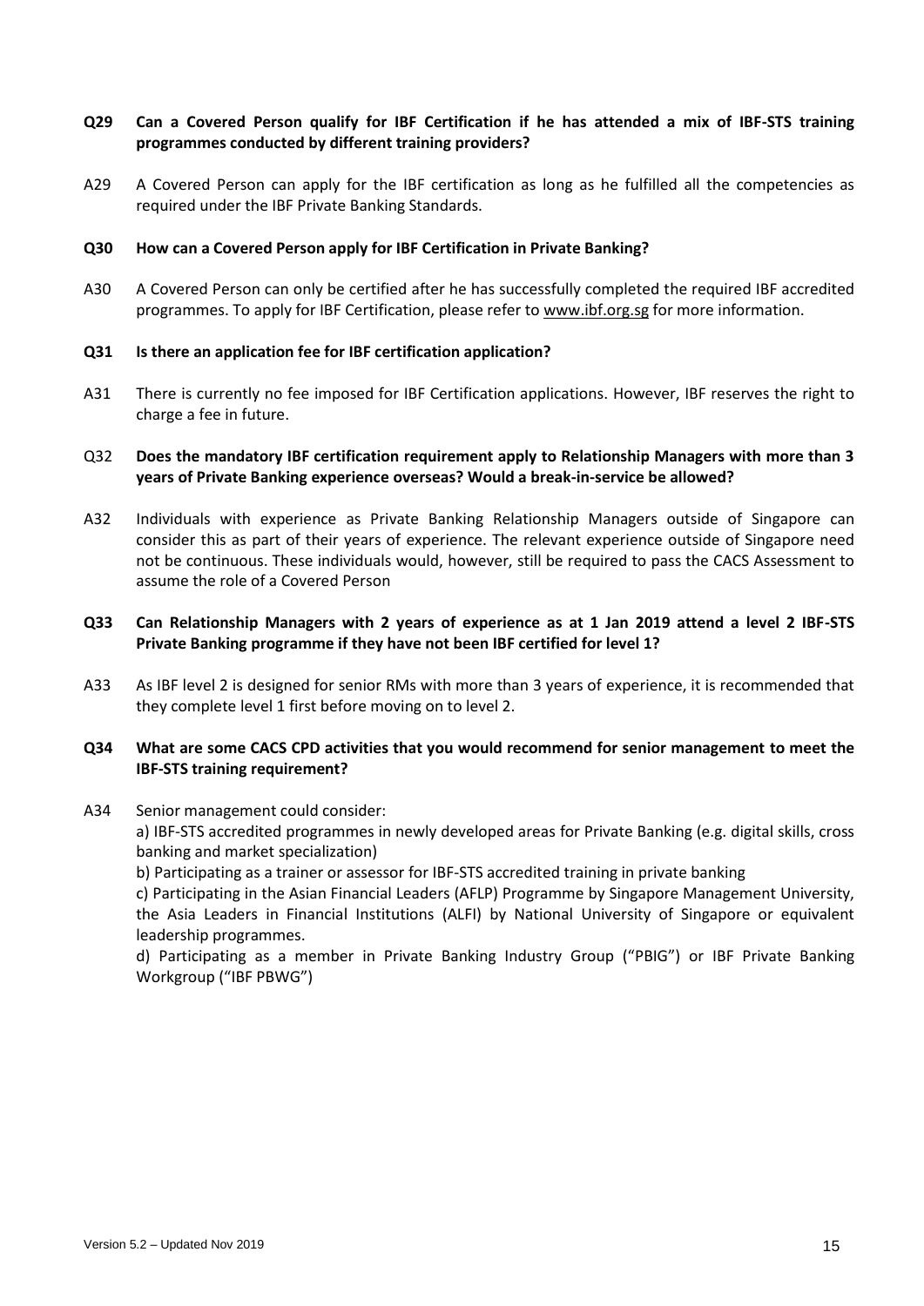**Q29 Can a Covered Person qualify for IBF Certification if he has attended a mix of IBF-STS training programmes conducted by different training providers?**

A29 A Covered Person can apply for the IBF certification as long as he fulfilled all the competencies as required under the IBF Private Banking Standards.

**Q30 How can a Covered Person apply for IBF Certification in Private Banking?**

A30 A Covered Person can only be certified after he has successfully completed the required IBF accredited programmes. To apply for IBF Certification, please refer to www.ibf.org.sg for more information.

**Q31 Is there an application fee for IBF certification application?**

A31 There is currently no fee imposed for IBF Certification applications. However, IBF reserves the right to charge a fee in future.

Q32 **Does the mandatory IBF certification requirement apply to Relationship Managers with more than 3 years of Private Banking experience overseas? Would a break-in-service be allowed?**

A32 Individuals with experience as Private Banking Relationship Managers outside of Singapore can consider this as part of their years of experience. The relevant experience outside of Singapore need not be continuous. These individuals would, however, still be required to pass the CACS Assessment to assume the role of a Covered Person

**Q33 Can Relationship Managers with 2 years of experience as at 1 Jan 2019 attend a level 2 IBF-STS Private Banking programme if they have not been IBF certified for level 1?**

A33 As IBF level 2 is designed for senior RMs with more than 3 years of experience, it is recommended that they complete level 1 first before moving on to level 2.

**Q34 What are some CACS CPD activities that you would recommend for senior management to meet the IBF-STS training requirement?**

A34 Senior management could consider:

a) IBF-STS accredited programmes in newly developed areas for Private Banking (e.g. digital skills, cross banking and market specialization)

b) Participating as a trainer or assessor for IBF-STS accredited training in private banking

c) Participating in the Asian Financial Leaders (AFLP) Programme by Singapore Management University, the Asia Leaders in Financial Institutions (ALFI) by National University of Singapore or equivalent leadership programmes.

d) Participating as a member in Private Banking Industry Group ("PBIG") or IBF Private Banking Workgroup ("IBF PBWG")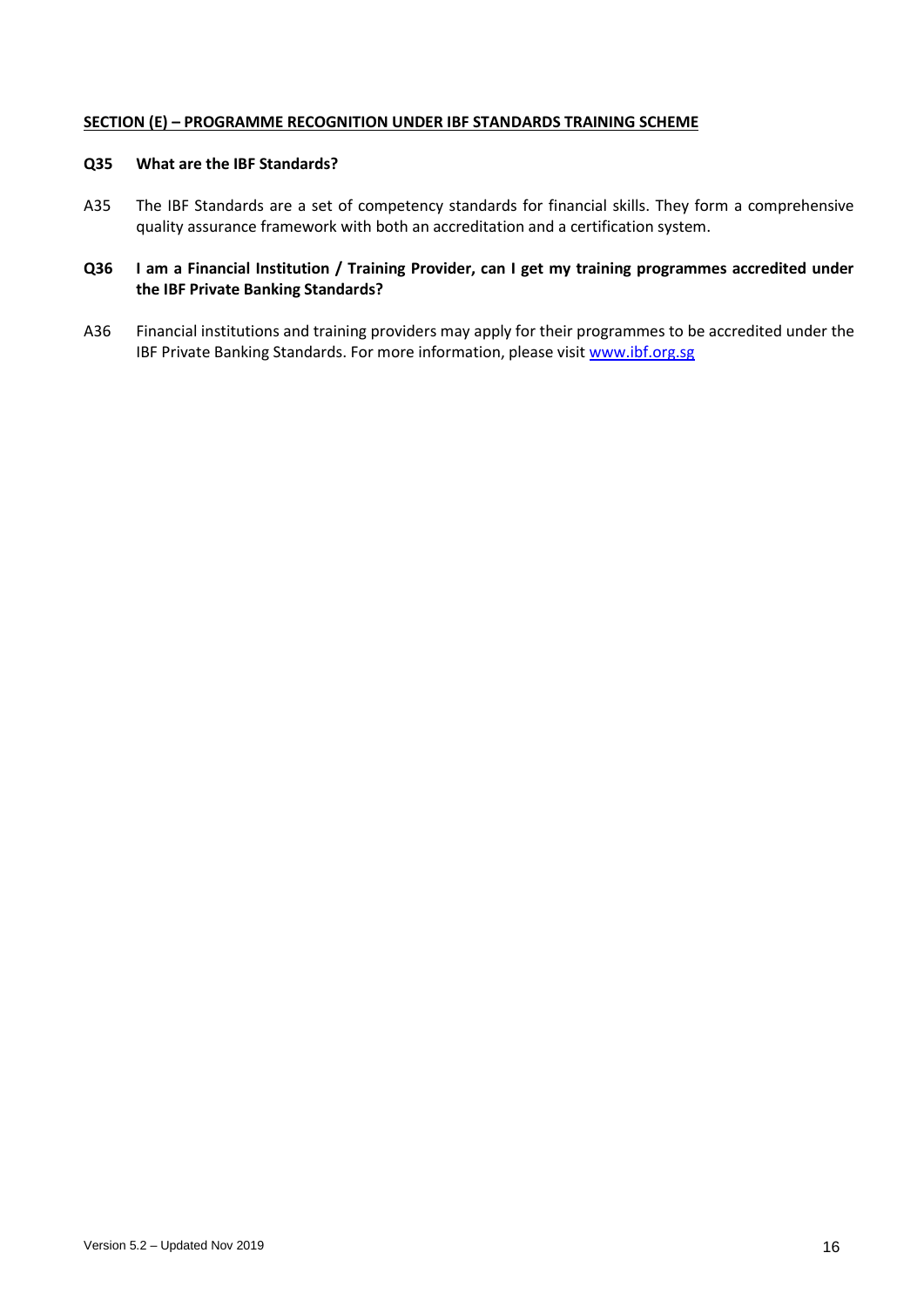## SECTION (E) – PROGRAMME RECOGNITION UNDER IBF STANDARDS TRAINING SCHEME

**Q35 What are the IBF Standards?**

A35 The IBF Standards are a set of competency standards for financial skills. They form a comprehensive quality assurance framework with both an accreditation and a certification system.

**Q36 I am a Financial Institution / Training Provider, can I get my training programmes accredited under the IBF Private Banking Standards?**

A36 Financial institutions and training providers may apply for their programmes to be accredited under the IBF Private Banking Standards. For more information, please visit [www.ibf.org.sg](http://www.ibf.org.sg)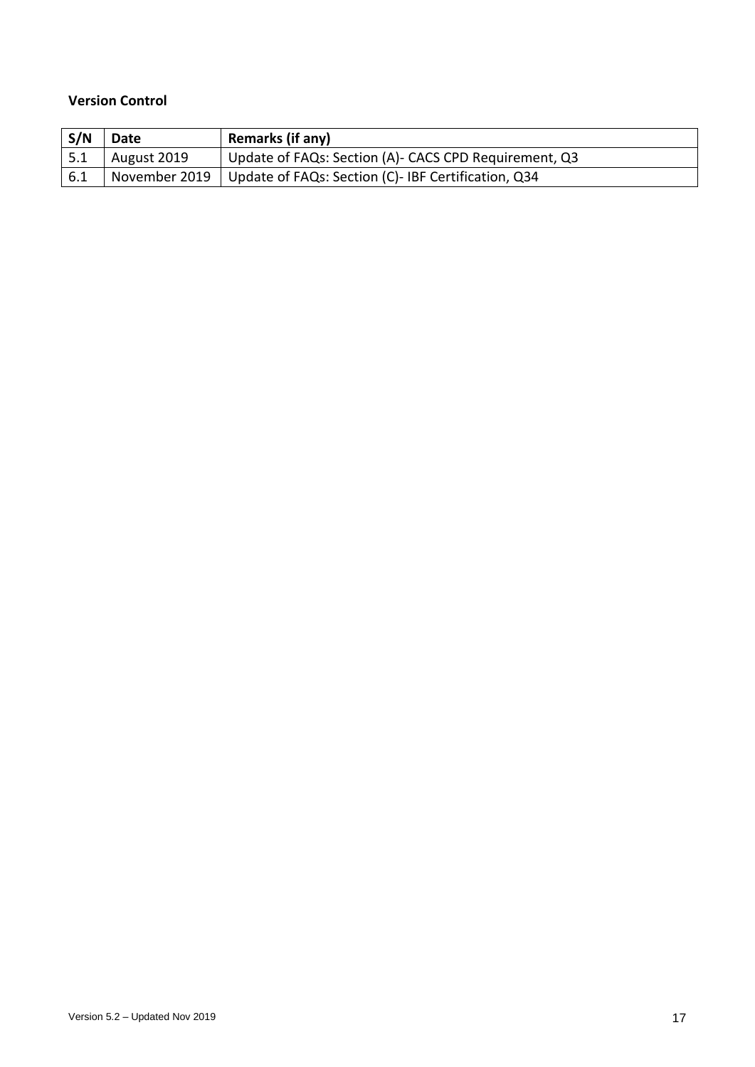**Version Control**

| S/N | Date | Remarks (if any) |
|---|---|---|
| 5.1 | August 2019 | Update of FAQs: Section (A)- CACS CPD Requirement, Q3 |
| 6.1 | November 2019 | Update of FAQs: Section (C)- IBF Certification, Q34 |